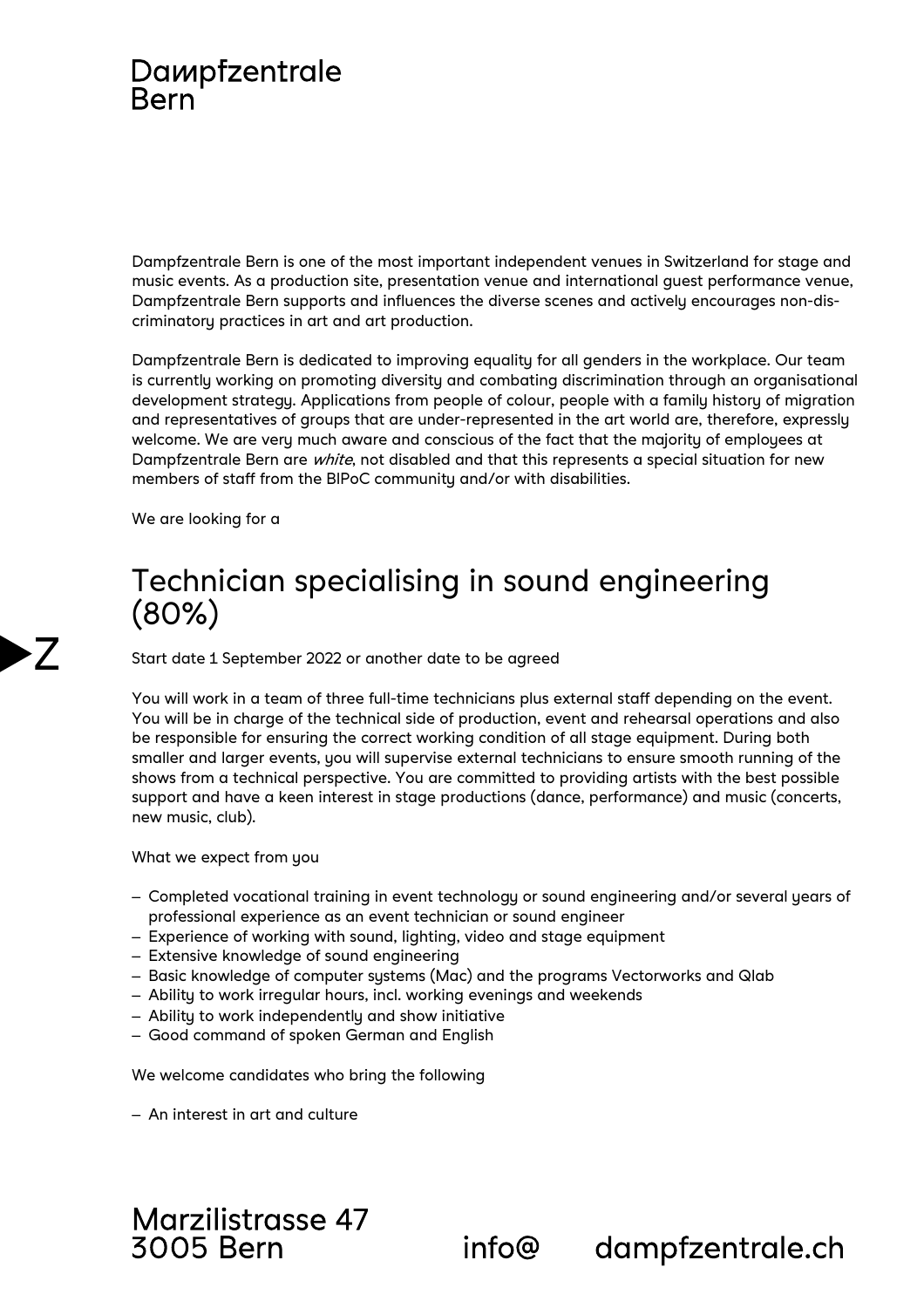Dampfzentrale
Bern

Dampfzentrale Bern is one of the most important independent venues in Switzerland for stage and music events. As a production site, presentation venue and international guest performance venue, Dampfzentrale Bern supports and influences the diverse scenes and actively encourages non-discriminatory practices in art and art production.

Dampfzentrale Bern is dedicated to improving equality for all genders in the workplace. Our team is currently working on promoting diversity and combating discrimination through an organisational development strategy. Applications from people of colour, people with a family history of migration and representatives of groups that are under-represented in the art world are, therefore, expressly welcome. We are very much aware and conscious of the fact that the majority of employees at Dampfzentrale Bern are *white*, not disabled and that this represents a special situation for new members of staff from the BIPoC community and/or with disabilities.

We are looking for a

# Technician specialising in sound engineering (80%)

Start date 1 September 2022 or another date to be agreed

You will work in a team of three full-time technicians plus external staff depending on the event. You will be in charge of the technical side of production, event and rehearsal operations and also be responsible for ensuring the correct working condition of all stage equipment. During both smaller and larger events, you will supervise external technicians to ensure smooth running of the shows from a technical perspective. You are committed to providing artists with the best possible support and have a keen interest in stage productions (dance, performance) and music (concerts, new music, club).

What we expect from you

- Completed vocational training in event technology or sound engineering and/or several years of professional experience as an event technician or sound engineer
- Experience of working with sound, lighting, video and stage equipment
- Extensive knowledge of sound engineering
- Basic knowledge of computer systems (Mac) and the programs Vectorworks and Qlab
- Ability to work irregular hours, incl. working evenings and weekends
- Ability to work independently and show initiative
- Good command of spoken German and English

We welcome candidates who bring the following

- An interest in art and culture

Marzilistrasse 47
3005 Bern

info@ dampfzentrale.ch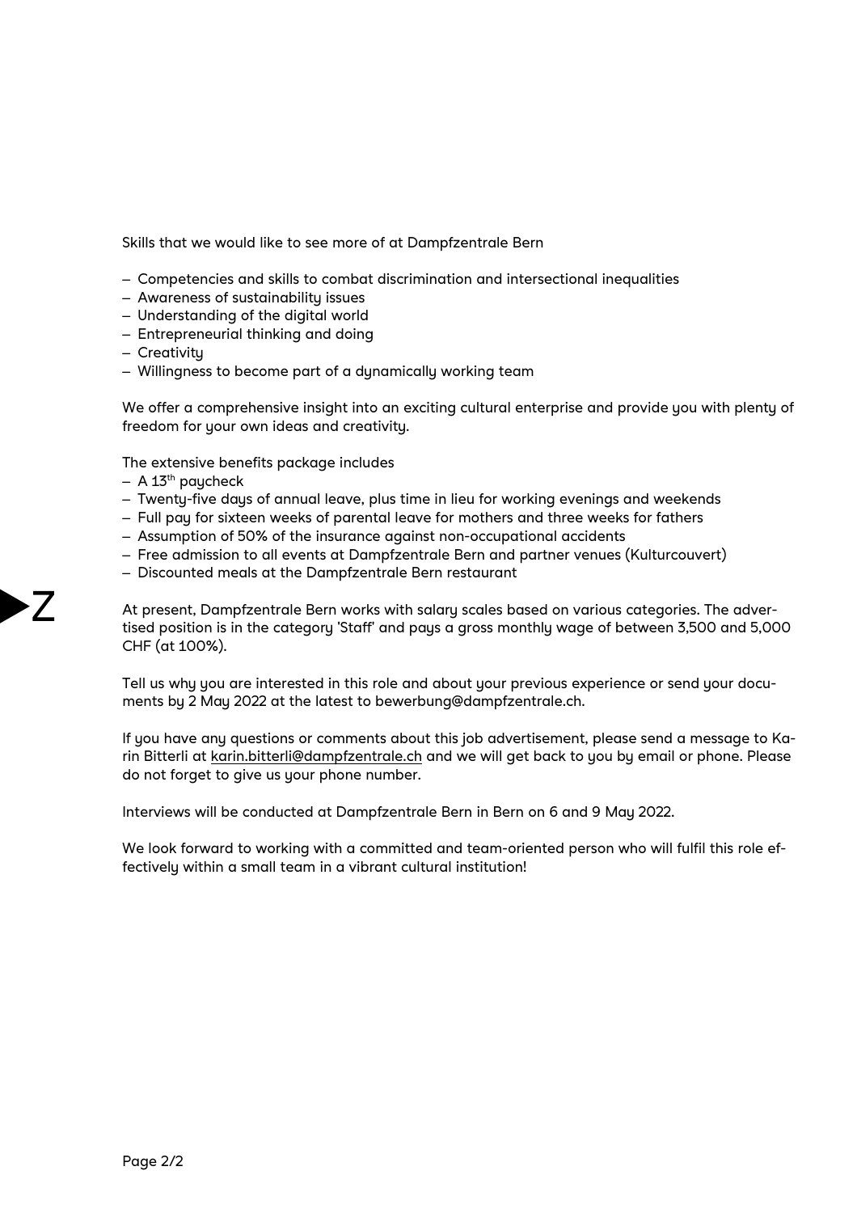Skills that we would like to see more of at Dampfzentrale Bern

- Competencies and skills to combat discrimination and intersectional inequalities
- Awareness of sustainability issues
- Understanding of the digital world
- Entrepreneurial thinking and doing
- Creativity
- Willingness to become part of a dynamically working team

We offer a comprehensive insight into an exciting cultural enterprise and provide you with plenty of freedom for your own ideas and creativity.

The extensive benefits package includes

- A 13th paycheck
- Twenty-five days of annual leave, plus time in lieu for working evenings and weekends
- Full pay for sixteen weeks of parental leave for mothers and three weeks for fathers
- Assumption of 50% of the insurance against non-occupational accidents
- Free admission to all events at Dampfzentrale Bern and partner venues (Kulturcouvert)
- Discounted meals at the Dampfzentrale Bern restaurant

At present, Dampfzentrale Bern works with salary scales based on various categories. The advertised position is in the category 'Staff' and pays a gross monthly wage of between 3,500 and 5,000 CHF (at 100%).

Tell us why you are interested in this role and about your previous experience or send your documents by 2 May 2022 at the latest to bewerbung@dampfzentrale.ch.

If you have any questions or comments about this job advertisement, please send a message to Karin Bitterli at karin.bitterli@dampfzentrale.ch and we will get back to you by email or phone. Please do not forget to give us your phone number.

Interviews will be conducted at Dampfzentrale Bern in Bern on 6 and 9 May 2022.

We look forward to working with a committed and team-oriented person who will fulfil this role effectively within a small team in a vibrant cultural institution!